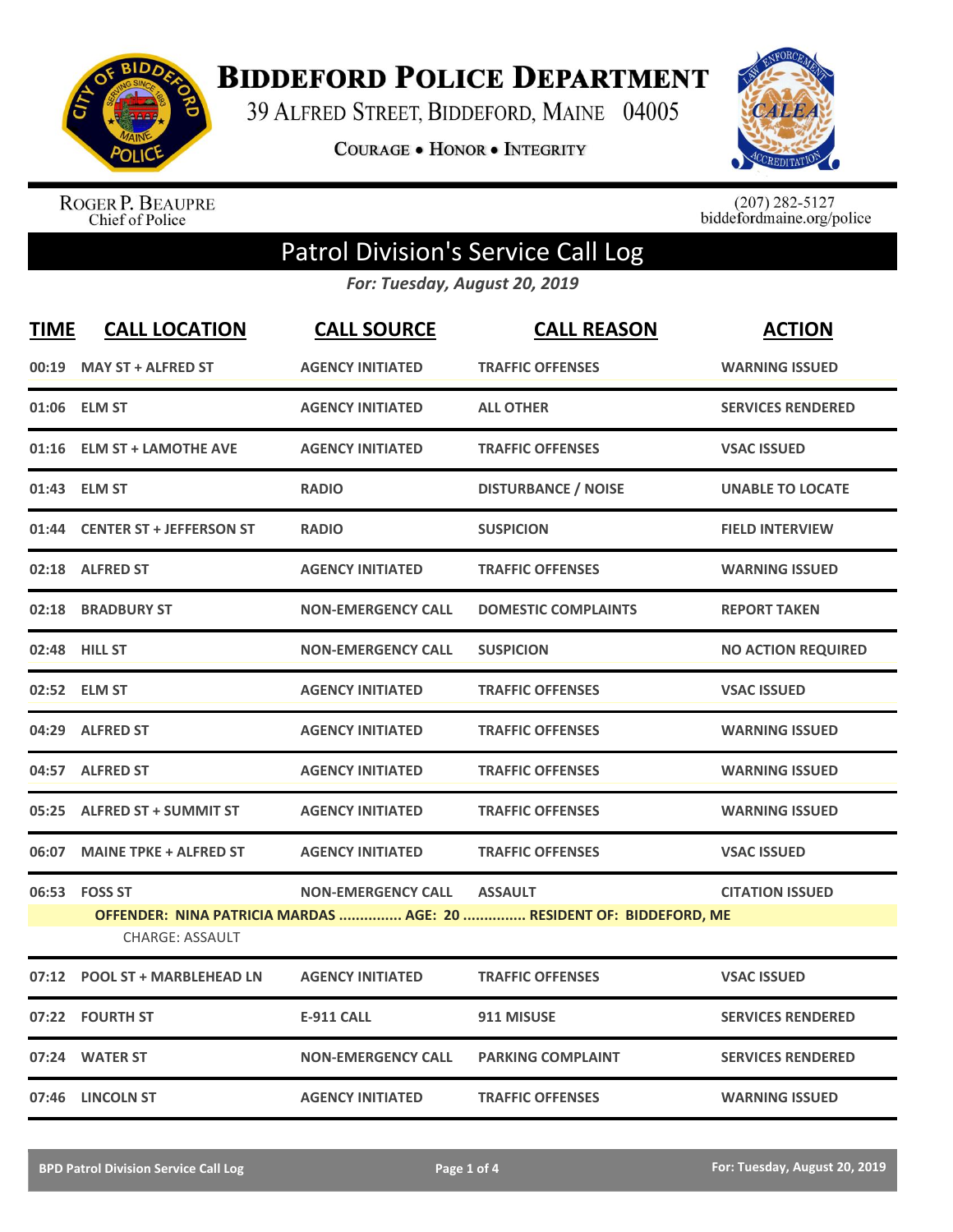# Biddeford Police Department

39 Alfred Street, Biddeford, Maine 04005

**Courage • Honor • Integrity**

Roger P. Beaupre
Chief of Police

(207) 282-5127
biddefordmaine.org/police

## Patrol Division's Service Call Log

*For: Tuesday, August 20, 2019*

| TIME | CALL LOCATION | CALL SOURCE | CALL REASON | ACTION |
|---|---|---|---|---|
| 00:19 | MAY ST + ALFRED ST | AGENCY INITIATED | TRAFFIC OFFENSES | WARNING ISSUED |
| 01:06 | ELM ST | AGENCY INITIATED | ALL OTHER | SERVICES RENDERED |
| 01:16 | ELM ST + LAMOTHE AVE | AGENCY INITIATED | TRAFFIC OFFENSES | VSAC ISSUED |
| 01:43 | ELM ST | RADIO | DISTURBANCE / NOISE | UNABLE TO LOCATE |
| 01:44 | CENTER ST + JEFFERSON ST | RADIO | SUSPICION | FIELD INTERVIEW |
| 02:18 | ALFRED ST | AGENCY INITIATED | TRAFFIC OFFENSES | WARNING ISSUED |
| 02:18 | BRADBURY ST | NON-EMERGENCY CALL | DOMESTIC COMPLAINTS | REPORT TAKEN |
| 02:48 | HILL ST | NON-EMERGENCY CALL | SUSPICION | NO ACTION REQUIRED |
| 02:52 | ELM ST | AGENCY INITIATED | TRAFFIC OFFENSES | VSAC ISSUED |
| 04:29 | ALFRED ST | AGENCY INITIATED | TRAFFIC OFFENSES | WARNING ISSUED |
| 04:57 | ALFRED ST | AGENCY INITIATED | TRAFFIC OFFENSES | WARNING ISSUED |
| 05:25 | ALFRED ST + SUMMIT ST | AGENCY INITIATED | TRAFFIC OFFENSES | WARNING ISSUED |
| 06:07 | MAINE TPKE + ALFRED ST | AGENCY INITIATED | TRAFFIC OFFENSES | VSAC ISSUED |
| 06:53 | FOSS ST | NON-EMERGENCY CALL | ASSAULT | CITATION ISSUED |
| | OFFENDER: NINA PATRICIA MARDAS ............... AGE: 20 ............... RESIDENT OF: BIDDEFORD, ME | | | |
| | CHARGE: ASSAULT | | | |
| 07:12 | POOL ST + MARBLEHEAD LN | AGENCY INITIATED | TRAFFIC OFFENSES | VSAC ISSUED |
| 07:22 | FOURTH ST | E-911 CALL | 911 MISUSE | SERVICES RENDERED |
| 07:24 | WATER ST | NON-EMERGENCY CALL | PARKING COMPLAINT | SERVICES RENDERED |
| 07:46 | LINCOLN ST | AGENCY INITIATED | TRAFFIC OFFENSES | WARNING ISSUED |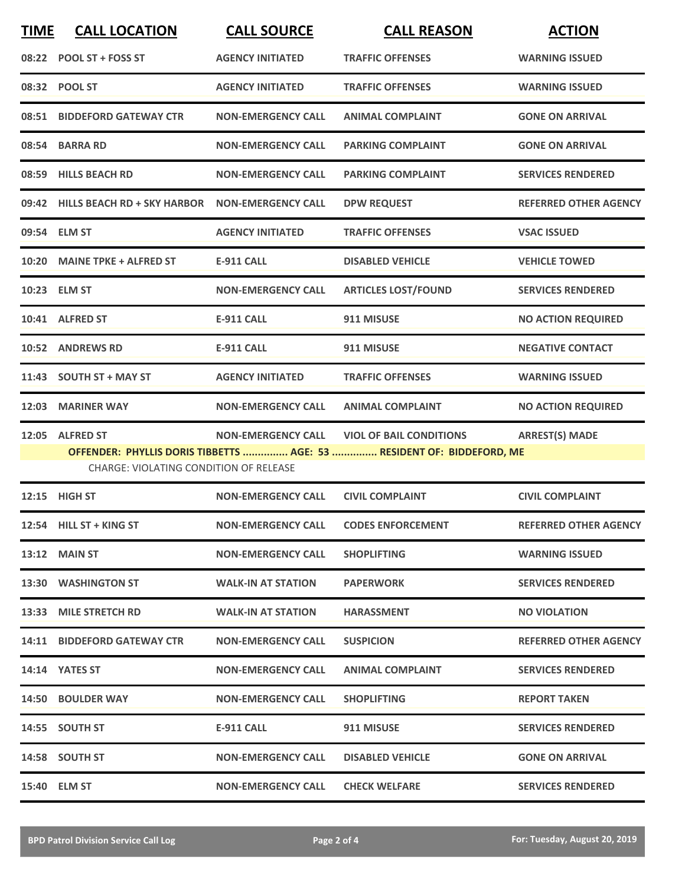| TIME | CALL LOCATION | CALL SOURCE | CALL REASON | ACTION |
|---|---|---|---|---|
| 08:22 | POOL ST + FOSS ST | AGENCY INITIATED | TRAFFIC OFFENSES | WARNING ISSUED |
| 08:32 | POOL ST | AGENCY INITIATED | TRAFFIC OFFENSES | WARNING ISSUED |
| 08:51 | BIDDEFORD GATEWAY CTR | NON-EMERGENCY CALL | ANIMAL COMPLAINT | GONE ON ARRIVAL |
| 08:54 | BARRA RD | NON-EMERGENCY CALL | PARKING COMPLAINT | GONE ON ARRIVAL |
| 08:59 | HILLS BEACH RD | NON-EMERGENCY CALL | PARKING COMPLAINT | SERVICES RENDERED |
| 09:42 | HILLS BEACH RD + SKY HARBOR | NON-EMERGENCY CALL | DPW REQUEST | REFERRED OTHER AGENCY |
| 09:54 | ELM ST | AGENCY INITIATED | TRAFFIC OFFENSES | VSAC ISSUED |
| 10:20 | MAINE TPKE + ALFRED ST | E-911 CALL | DISABLED VEHICLE | VEHICLE TOWED |
| 10:23 | ELM ST | NON-EMERGENCY CALL | ARTICLES LOST/FOUND | SERVICES RENDERED |
| 10:41 | ALFRED ST | E-911 CALL | 911 MISUSE | NO ACTION REQUIRED |
| 10:52 | ANDREWS RD | E-911 CALL | 911 MISUSE | NEGATIVE CONTACT |
| 11:43 | SOUTH ST + MAY ST | AGENCY INITIATED | TRAFFIC OFFENSES | WARNING ISSUED |
| 12:03 | MARINER WAY | NON-EMERGENCY CALL | ANIMAL COMPLAINT | NO ACTION REQUIRED |
| 12:05 | ALFRED ST | NON-EMERGENCY CALL | VIOL OF BAIL CONDITIONS | ARREST(S) MADE |
| | **OFFENDER: PHYLLIS DORIS TIBBETTS ............... AGE: 53 ............... RESIDENT OF: BIDDEFORD, ME** | | | |
| | CHARGE: VIOLATING CONDITION OF RELEASE | | | |
| 12:15 | HIGH ST | NON-EMERGENCY CALL | CIVIL COMPLAINT | CIVIL COMPLAINT |
| 12:54 | HILL ST + KING ST | NON-EMERGENCY CALL | CODES ENFORCEMENT | REFERRED OTHER AGENCY |
| 13:12 | MAIN ST | NON-EMERGENCY CALL | SHOPLIFTING | WARNING ISSUED |
| 13:30 | WASHINGTON ST | WALK-IN AT STATION | PAPERWORK | SERVICES RENDERED |
| 13:33 | MILE STRETCH RD | WALK-IN AT STATION | HARASSMENT | NO VIOLATION |
| 14:11 | BIDDEFORD GATEWAY CTR | NON-EMERGENCY CALL | SUSPICION | REFERRED OTHER AGENCY |
| 14:14 | YATES ST | NON-EMERGENCY CALL | ANIMAL COMPLAINT | SERVICES RENDERED |
| 14:50 | BOULDER WAY | NON-EMERGENCY CALL | SHOPLIFTING | REPORT TAKEN |
| 14:55 | SOUTH ST | E-911 CALL | 911 MISUSE | SERVICES RENDERED |
| 14:58 | SOUTH ST | NON-EMERGENCY CALL | DISABLED VEHICLE | GONE ON ARRIVAL |
| 15:40 | ELM ST | NON-EMERGENCY CALL | CHECK WELFARE | SERVICES RENDERED |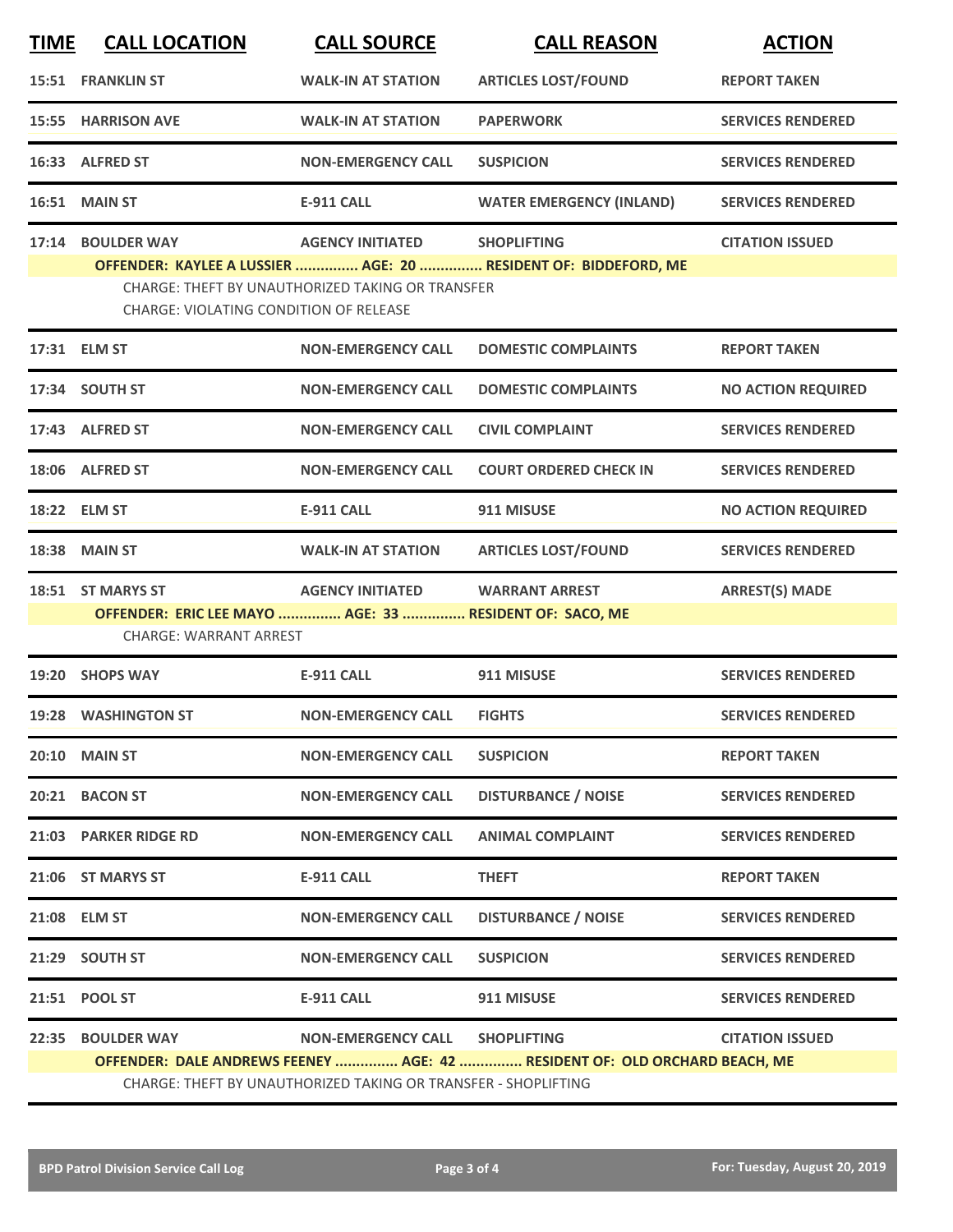| TIME | CALL LOCATION | CALL SOURCE | CALL REASON | ACTION |
|---|---|---|---|---|
| 15:51 | FRANKLIN ST | WALK-IN AT STATION | ARTICLES LOST/FOUND | REPORT TAKEN |
| 15:55 | HARRISON AVE | WALK-IN AT STATION | PAPERWORK | SERVICES RENDERED |
| 16:33 | ALFRED ST | NON-EMERGENCY CALL | SUSPICION | SERVICES RENDERED |
| 16:51 | MAIN ST | E-911 CALL | WATER EMERGENCY (INLAND) | SERVICES RENDERED |
| 17:14 | BOULDER WAY | AGENCY INITIATED | SHOPLIFTING | CITATION ISSUED |
| | OFFENDER: KAYLEE A LUSSIER ............... AGE: 20 ............... RESIDENT OF: BIDDEFORD, ME | | | |
| | CHARGE: THEFT BY UNAUTHORIZED TAKING OR TRANSFER | | | |
| | CHARGE: VIOLATING CONDITION OF RELEASE | | | |
| 17:31 | ELM ST | NON-EMERGENCY CALL | DOMESTIC COMPLAINTS | REPORT TAKEN |
| 17:34 | SOUTH ST | NON-EMERGENCY CALL | DOMESTIC COMPLAINTS | NO ACTION REQUIRED |
| 17:43 | ALFRED ST | NON-EMERGENCY CALL | CIVIL COMPLAINT | SERVICES RENDERED |
| 18:06 | ALFRED ST | NON-EMERGENCY CALL | COURT ORDERED CHECK IN | SERVICES RENDERED |
| 18:22 | ELM ST | E-911 CALL | 911 MISUSE | NO ACTION REQUIRED |
| 18:38 | MAIN ST | WALK-IN AT STATION | ARTICLES LOST/FOUND | SERVICES RENDERED |
| 18:51 | ST MARYS ST | AGENCY INITIATED | WARRANT ARREST | ARREST(S) MADE |
| | OFFENDER: ERIC LEE MAYO ............... AGE: 33 ............... RESIDENT OF: SACO, ME | | | |
| | CHARGE: WARRANT ARREST | | | |
| 19:20 | SHOPS WAY | E-911 CALL | 911 MISUSE | SERVICES RENDERED |
| 19:28 | WASHINGTON ST | NON-EMERGENCY CALL | FIGHTS | SERVICES RENDERED |
| 20:10 | MAIN ST | NON-EMERGENCY CALL | SUSPICION | REPORT TAKEN |
| 20:21 | BACON ST | NON-EMERGENCY CALL | DISTURBANCE / NOISE | SERVICES RENDERED |
| 21:03 | PARKER RIDGE RD | NON-EMERGENCY CALL | ANIMAL COMPLAINT | SERVICES RENDERED |
| 21:06 | ST MARYS ST | E-911 CALL | THEFT | REPORT TAKEN |
| 21:08 | ELM ST | NON-EMERGENCY CALL | DISTURBANCE / NOISE | SERVICES RENDERED |
| 21:29 | SOUTH ST | NON-EMERGENCY CALL | SUSPICION | SERVICES RENDERED |
| 21:51 | POOL ST | E-911 CALL | 911 MISUSE | SERVICES RENDERED |
| 22:35 | BOULDER WAY | NON-EMERGENCY CALL | SHOPLIFTING | CITATION ISSUED |
| | OFFENDER: DALE ANDREWS FEENEY ............... AGE: 42 ............... RESIDENT OF: OLD ORCHARD BEACH, ME | | | |
| | CHARGE: THEFT BY UNAUTHORIZED TAKING OR TRANSFER - SHOPLIFTING | | | |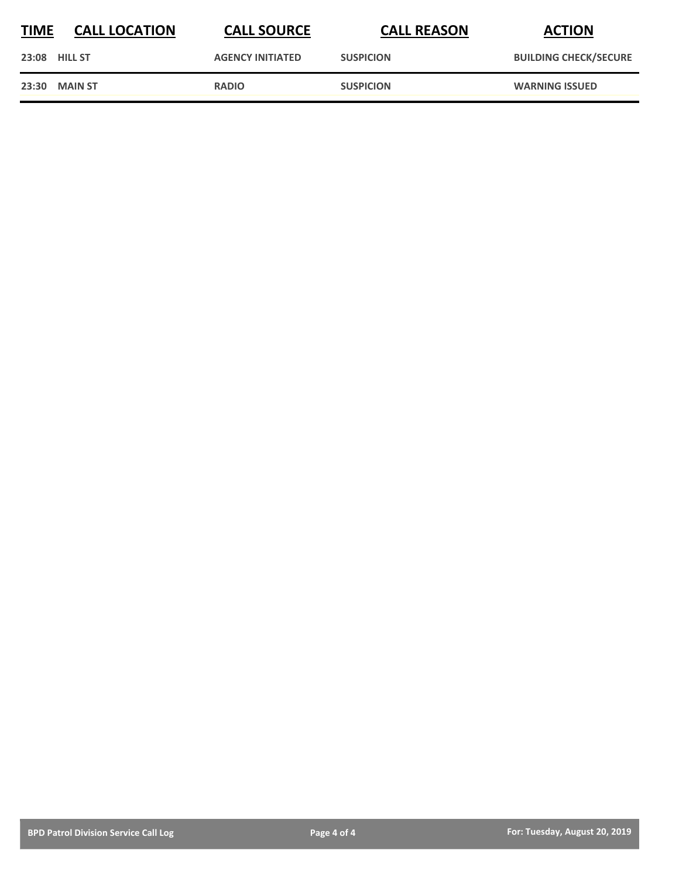| TIME | CALL LOCATION | CALL SOURCE | CALL REASON | ACTION |
| --- | --- | --- | --- | --- |
| 23:08 | HILL ST | AGENCY INITIATED | SUSPICION | BUILDING CHECK/SECURE |
| 23:30 | MAIN ST | RADIO | SUSPICION | WARNING ISSUED |